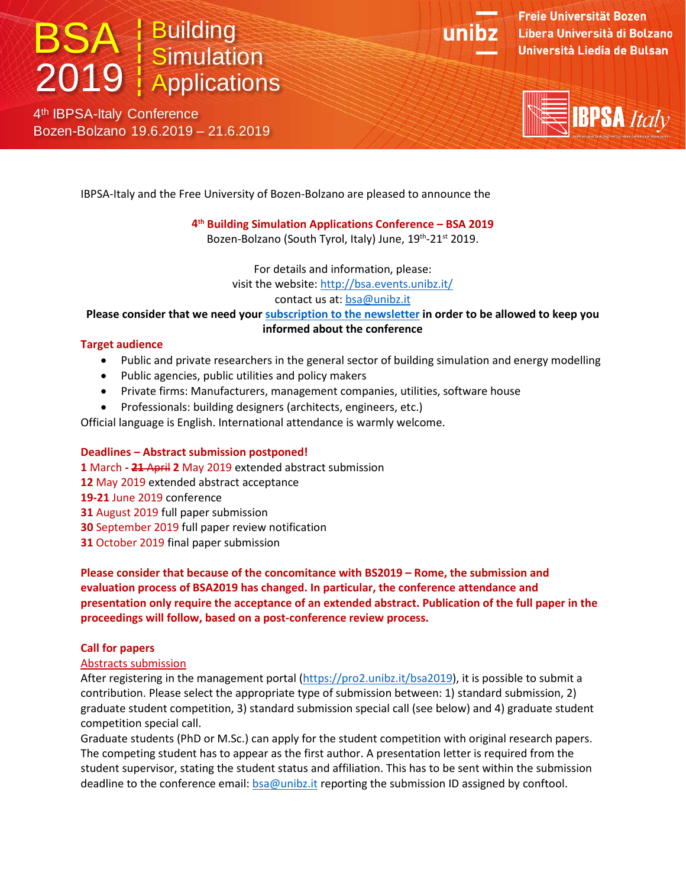# BSA 2019 | Building Simulation Applications

4th IBPSA-Italy Conference
Bozen-Bolzano 19.6.2019 – 21.6.2019

Freie Universität Bozen
Libera Università di Bolzano
Università Liedia de Bulsan

IBPSA Italy

IBPSA-Italy and the Free University of Bozen-Bolzano are pleased to announce the

**4th Building Simulation Applications Conference – BSA 2019**
Bozen-Bolzano (South Tyrol, Italy) June, 19th-21st 2019.

For details and information, please:
visit the website: http://bsa.events.unibz.it/
contact us at: bsa@unibz.it

**Please consider that we need your subscription to the newsletter in order to be allowed to keep you informed about the conference**

**Target audience**

- Public and private researchers in the general sector of building simulation and energy modelling
- Public agencies, public utilities and policy makers
- Private firms: Manufacturers, management companies, utilities, software house
- Professionals: building designers (architects, engineers, etc.)

Official language is English. International attendance is warmly welcome.

**Deadlines – Abstract submission postponed!**

**1** March **-** ~~**21** April~~ **2** May 2019 extended abstract submission
**12** May 2019 extended abstract acceptance
**19-21** June 2019 conference
**31** August 2019 full paper submission
**30** September 2019 full paper review notification
**31** October 2019 final paper submission

**Please consider that because of the concomitance with BS2019 – Rome, the submission and evaluation process of BSA2019 has changed. In particular, the conference attendance and presentation only require the acceptance of an extended abstract. Publication of the full paper in the proceedings will follow, based on a post-conference review process.**

**Call for papers**

Abstracts submission

After registering in the management portal (https://pro2.unibz.it/bsa2019), it is possible to submit a contribution. Please select the appropriate type of submission between: 1) standard submission, 2) graduate student competition, 3) standard submission special call (see below) and 4) graduate student competition special call.

Graduate students (PhD or M.Sc.) can apply for the student competition with original research papers. The competing student has to appear as the first author. A presentation letter is required from the student supervisor, stating the student status and affiliation. This has to be sent within the submission deadline to the conference email: bsa@unibz.it reporting the submission ID assigned by conftool.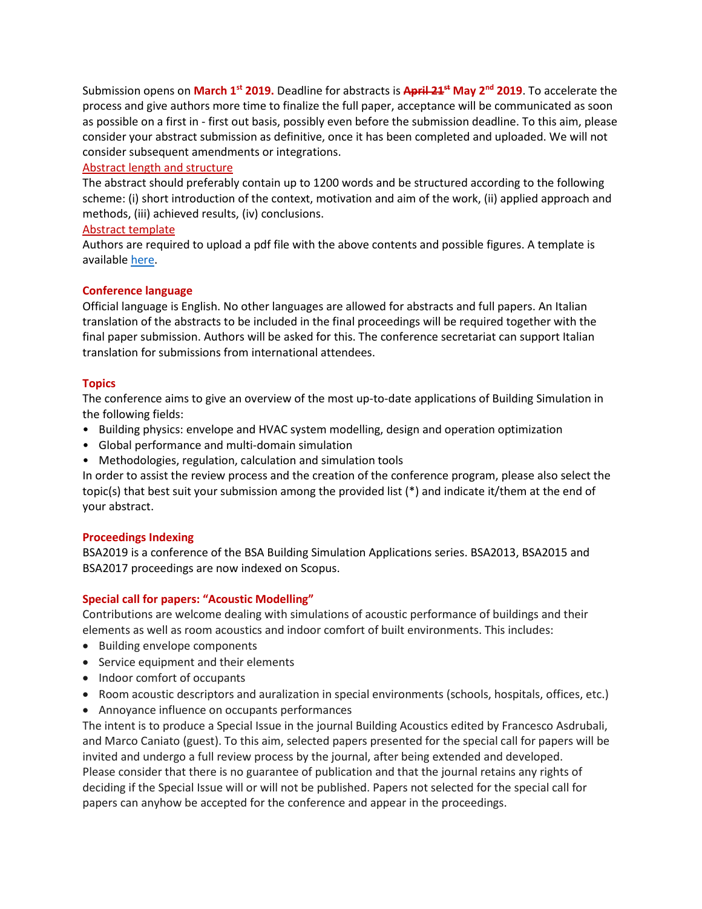Submission opens on **March 1st 2019.** Deadline for abstracts is **~~April 21st~~ May 2nd 2019**. To accelerate the process and give authors more time to finalize the full paper, acceptance will be communicated as soon as possible on a first in - first out basis, possibly even before the submission deadline. To this aim, please consider your abstract submission as definitive, once it has been completed and uploaded. We will not consider subsequent amendments or integrations.

Abstract length and structure

The abstract should preferably contain up to 1200 words and be structured according to the following scheme: (i) short introduction of the context, motivation and aim of the work, (ii) applied approach and methods, (iii) achieved results, (iv) conclusions.

Abstract template

Authors are required to upload a pdf file with the above contents and possible figures. A template is available here.

**Conference language**

Official language is English. No other languages are allowed for abstracts and full papers. An Italian translation of the abstracts to be included in the final proceedings will be required together with the final paper submission. Authors will be asked for this. The conference secretariat can support Italian translation for submissions from international attendees.

**Topics**

The conference aims to give an overview of the most up-to-date applications of Building Simulation in the following fields:

- Building physics: envelope and HVAC system modelling, design and operation optimization
- Global performance and multi-domain simulation
- Methodologies, regulation, calculation and simulation tools

In order to assist the review process and the creation of the conference program, please also select the topic(s) that best suit your submission among the provided list (*) and indicate it/them at the end of your abstract.

**Proceedings Indexing**

BSA2019 is a conference of the BSA Building Simulation Applications series. BSA2013, BSA2015 and BSA2017 proceedings are now indexed on Scopus.

**Special call for papers: "Acoustic Modelling"**

Contributions are welcome dealing with simulations of acoustic performance of buildings and their elements as well as room acoustics and indoor comfort of built environments. This includes:

- Building envelope components
- Service equipment and their elements
- Indoor comfort of occupants
- Room acoustic descriptors and auralization in special environments (schools, hospitals, offices, etc.)
- Annoyance influence on occupants performances

The intent is to produce a Special Issue in the journal Building Acoustics edited by Francesco Asdrubali, and Marco Caniato (guest). To this aim, selected papers presented for the special call for papers will be invited and undergo a full review process by the journal, after being extended and developed.

Please consider that there is no guarantee of publication and that the journal retains any rights of deciding if the Special Issue will or will not be published. Papers not selected for the special call for papers can anyhow be accepted for the conference and appear in the proceedings.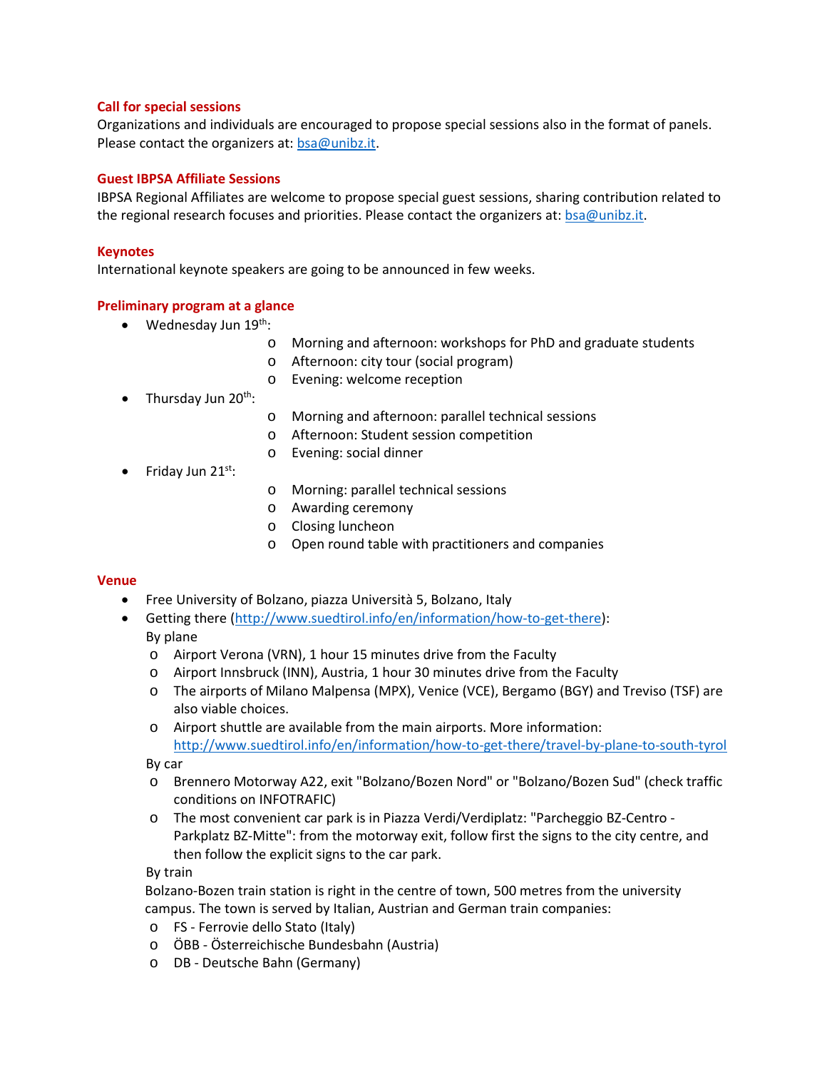### Call for special sessions

Organizations and individuals are encouraged to propose special sessions also in the format of panels. Please contact the organizers at: bsa@unibz.it.

### Guest IBPSA Affiliate Sessions

IBPSA Regional Affiliates are welcome to propose special guest sessions, sharing contribution related to the regional research focuses and priorities. Please contact the organizers at: bsa@unibz.it.

### Keynotes

International keynote speakers are going to be announced in few weeks.

### Preliminary program at a glance

- Wednesday Jun 19th:
  - Morning and afternoon: workshops for PhD and graduate students
  - Afternoon: city tour (social program)
  - Evening: welcome reception
- Thursday Jun 20th:
  - Morning and afternoon: parallel technical sessions
  - Afternoon: Student session competition
  - Evening: social dinner
- Friday Jun 21st:
  - Morning: parallel technical sessions
  - Awarding ceremony
  - Closing luncheon
  - Open round table with practitioners and companies

### Venue

- Free University of Bolzano, piazza Università 5, Bolzano, Italy
- Getting there (http://www.suedtirol.info/en/information/how-to-get-there):

  By plane
  - Airport Verona (VRN), 1 hour 15 minutes drive from the Faculty
  - Airport Innsbruck (INN), Austria, 1 hour 30 minutes drive from the Faculty
  - The airports of Milano Malpensa (MPX), Venice (VCE), Bergamo (BGY) and Treviso (TSF) are also viable choices.
  - Airport shuttle are available from the main airports. More information: http://www.suedtirol.info/en/information/how-to-get-there/travel-by-plane-to-south-tyrol

  By car
  - Brennero Motorway A22, exit "Bolzano/Bozen Nord" or "Bolzano/Bozen Sud" (check traffic conditions on INFOTRAFIC)
  - The most convenient car park is in Piazza Verdi/Verdiplatz: "Parcheggio BZ-Centro - Parkplatz BZ-Mitte": from the motorway exit, follow first the signs to the city centre, and then follow the explicit signs to the car park.

  By train

  Bolzano-Bozen train station is right in the centre of town, 500 metres from the university campus. The town is served by Italian, Austrian and German train companies:
  - FS - Ferrovie dello Stato (Italy)
  - ÖBB - Österreichische Bundesbahn (Austria)
  - DB - Deutsche Bahn (Germany)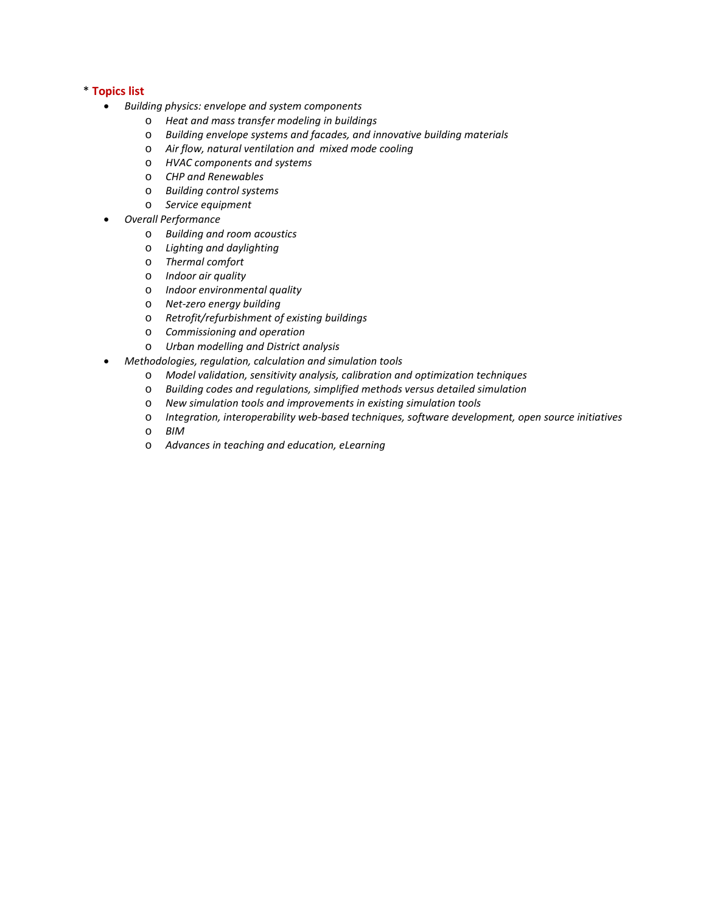\* **Topics list**

- *Building physics: envelope and system components*
  - *Heat and mass transfer modeling in buildings*
  - *Building envelope systems and facades, and innovative building materials*
  - *Air flow, natural ventilation and mixed mode cooling*
  - *HVAC components and systems*
  - *CHP and Renewables*
  - *Building control systems*
  - *Service equipment*
- *Overall Performance*
  - *Building and room acoustics*
  - *Lighting and daylighting*
  - *Thermal comfort*
  - *Indoor air quality*
  - *Indoor environmental quality*
  - *Net-zero energy building*
  - *Retrofit/refurbishment of existing buildings*
  - *Commissioning and operation*
  - *Urban modelling and District analysis*
- *Methodologies, regulation, calculation and simulation tools*
  - *Model validation, sensitivity analysis, calibration and optimization techniques*
  - *Building codes and regulations, simplified methods versus detailed simulation*
  - *New simulation tools and improvements in existing simulation tools*
  - *Integration, interoperability web-based techniques, software development, open source initiatives*
  - *BIM*
  - *Advances in teaching and education, eLearning*